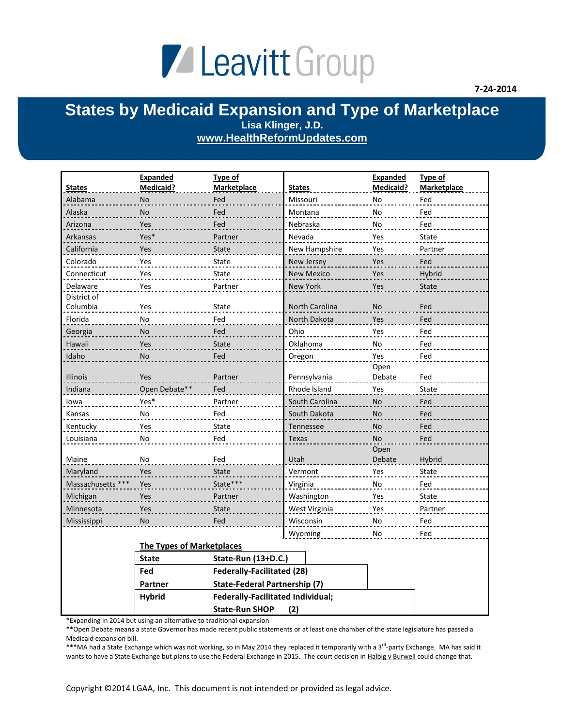Leavitt Group

7-24-2014

# States by Medicaid Expansion and Type of Marketplace

**Lisa Klinger, J.D.**

**www.HealthReformUpdates.com**

| States | Expanded Medicaid? | Type of Marketplace | States | Expanded Medicaid? | Type of Marketplace |
|---|---|---|---|---|---|
| Alabama | No | Fed | Missouri | No | Fed |
| Alaska | No | Fed | Montana | No | Fed |
| Arizona | Yes | Fed | Nebraska | No | Fed |
| Arkansas | Yes* | Partner | Nevada | Yes | State |
| California | Yes | State | New Hampshire | Yes | Partner |
| Colorado | Yes | State | New Jersey | Yes | Fed |
| Connecticut | Yes | State | New Mexico | Yes | Hybrid |
| Delaware | Yes | Partner | New York | Yes | State |
| District of Columbia | Yes | State | North Carolina | No | Fed |
| Florida | No | Fed | North Dakota | Yes | Fed |
| Georgia | No | Fed | Ohio | Yes | Fed |
| Hawaii | Yes | State | Oklahoma | No | Fed |
| Idaho | No | Fed | Oregon | Yes | Fed |
| Illinois | Yes | Partner | Pennsylvania | Open Debate | Fed |
| Indiana | Open Debate** | Fed | Rhode Island | Yes | State |
| Iowa | Yes* | Partner | South Carolina | No | Fed |
| Kansas | No | Fed | South Dakota | No | Fed |
| Kentucky | Yes | State | Tennessee | No | Fed |
| Louisiana | No | Fed | Texas | No | Fed |
| Maine | No | Fed | Utah | Open Debate | Hybrid |
| Maryland | Yes | State | Vermont | Yes | State |
| Massachusetts *** | Yes | State*** | Virginia | No | Fed |
| Michigan | Yes | Partner | Washington | Yes | State |
| Minnesota | Yes | State | West Virginia | Yes | Partner |
| Mississippi | No | Fed | Wisconsin | No | Fed |
| | | | Wyoming | No | Fed |

**The Types of Marketplaces**

| | |
|---|---|
| **State** | **State-Run (13+D.C.)** |
| **Fed** | **Federally-Facilitated (28)** |
| **Partner** | **State-Federal Partnership (7)** |
| **Hybrid** | **Federally-Facilitated Individual; State-Run SHOP (2)** |

*Expanding in 2014 but using an alternative to traditional expansion

**Open Debate means a state Governor has made recent public statements or at least one chamber of the state legislature has passed a Medicaid expansion bill.

***MA had a State Exchange which was not working, so in May 2014 they replaced it temporarily with a 3rd-party Exchange. MA has said it wants to have a State Exchange but plans to use the Federal Exchange in 2015. The court decision in Halbig v Burwell could change that.

Copyright ©2014 LGAA, Inc. This document is not intended or provided as legal advice.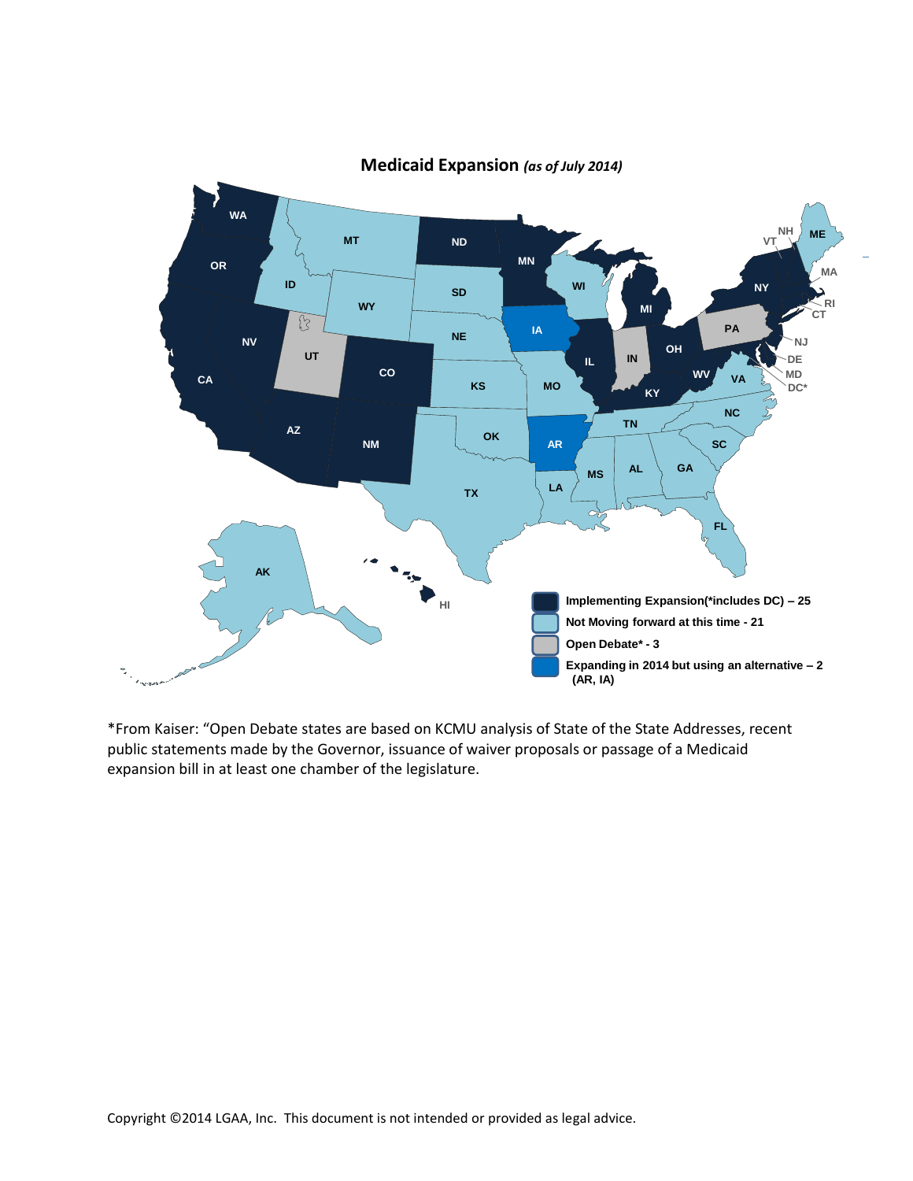## Medicaid Expansion *(as of July 2014)*

- Implementing Expansion(*includes DC) – 25
- Not Moving forward at this time - 21
- Open Debate* - 3
- Expanding in 2014 but using an alternative – 2 (AR, IA)

*From Kaiser: "Open Debate states are based on KCMU analysis of State of the State Addresses, recent public statements made by the Governor, issuance of waiver proposals or passage of a Medicaid expansion bill in at least one chamber of the legislature.

Copyright ©2014 LGAA, Inc. This document is not intended or provided as legal advice.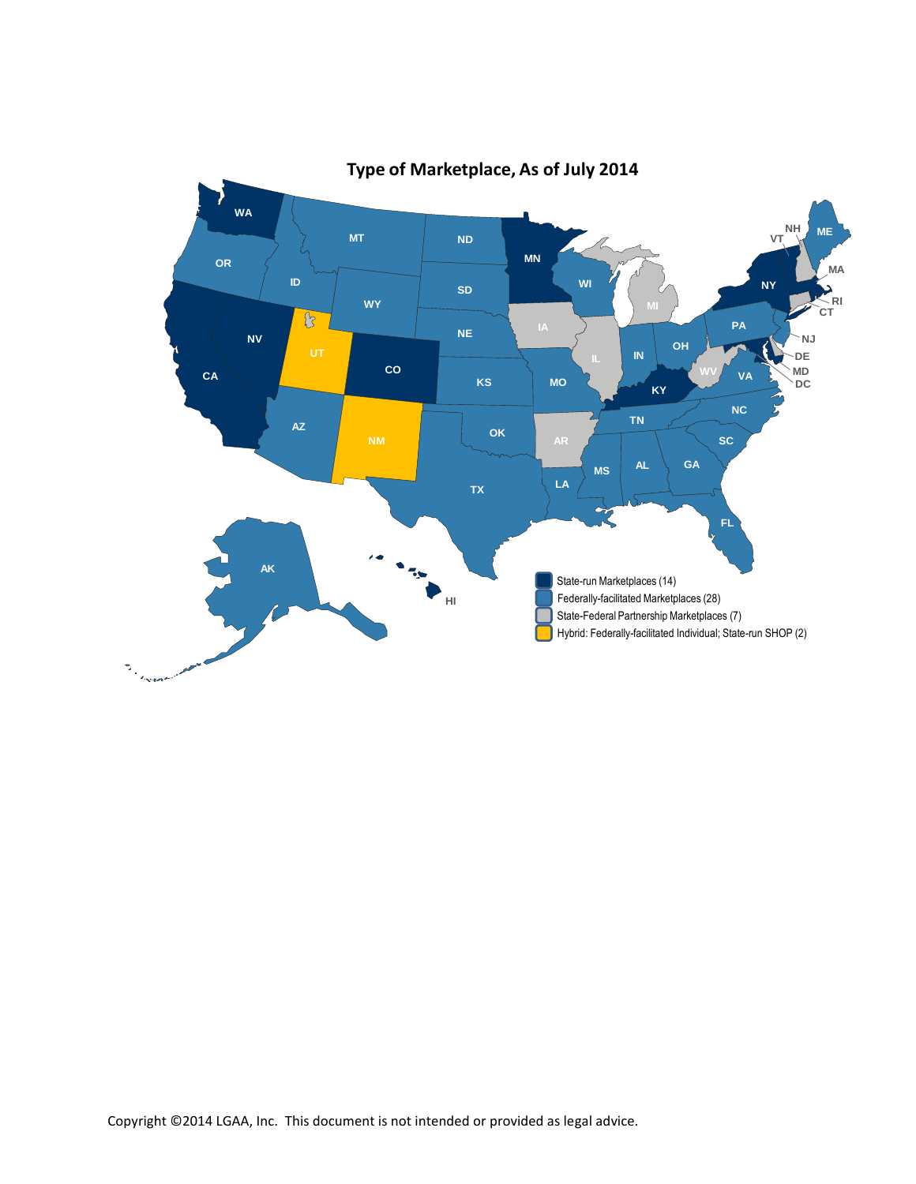## Type of Marketplace, As of July 2014

WA
OR
CA
NV
ID
MT
WY
UT
CO
AZ
NM
ND
SD
NE
KS
OK
TX
MN
IA
MO
AR
LA
WI
IL
MI
IN
OH
KY
TN
MS
AL
GA
FL
SC
NC
VA
WV
PA
NY
VT
NH
ME
MA
RI
CT
NJ
DE
MD
DC
AK
HI

State-run Marketplaces (14)
Federally-facilitated Marketplaces (28)
State-Federal Partnership Marketplaces (7)
Hybrid: Federally-facilitated Individual; State-run SHOP (2)

Copyright ©2014 LGAA, Inc. This document is not intended or provided as legal advice.